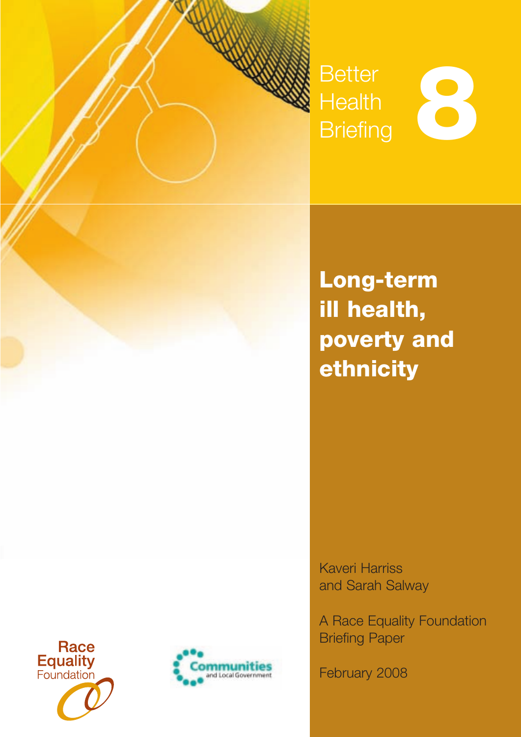Better Health Briefing

# 8

# Long-term ill health, poverty and ethnicity

Kaveri Harriss and Sarah Salway

A Race Equality Foundation Briefing Paper

February 2008

Race Equality Foundation

Communities and Local Government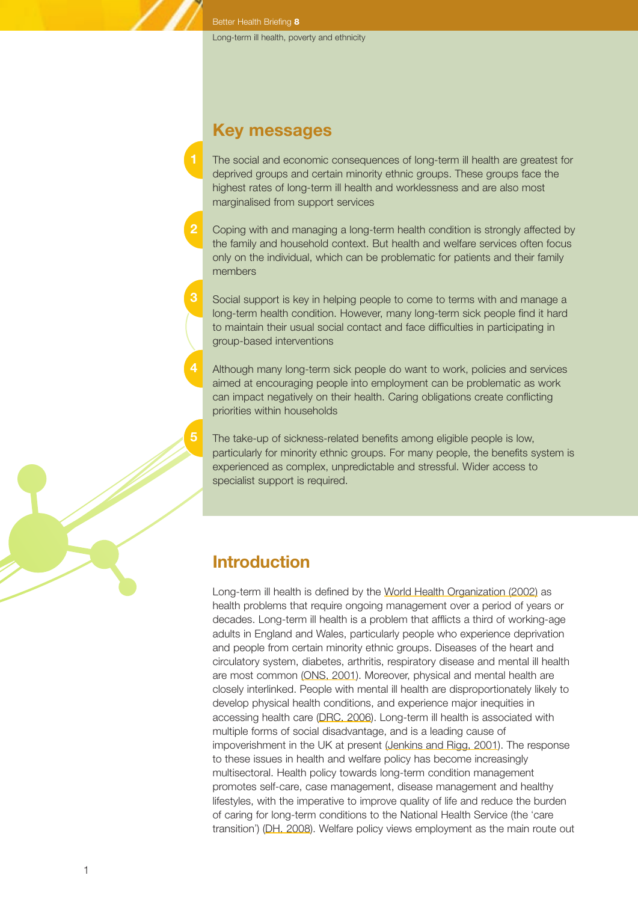## Key messages

1. The social and economic consequences of long-term ill health are greatest for deprived groups and certain minority ethnic groups. These groups face the highest rates of long-term ill health and worklessness and are also most marginalised from support services

2. Coping with and managing a long-term health condition is strongly affected by the family and household context. But health and welfare services often focus only on the individual, which can be problematic for patients and their family members

3. Social support is key in helping people to come to terms with and manage a long-term health condition. However, many long-term sick people find it hard to maintain their usual social contact and face difficulties in participating in group-based interventions

4. Although many long-term sick people do want to work, policies and services aimed at encouraging people into employment can be problematic as work can impact negatively on their health. Caring obligations create conflicting priorities within households

5. The take-up of sickness-related benefits among eligible people is low, particularly for minority ethnic groups. For many people, the benefits system is experienced as complex, unpredictable and stressful. Wider access to specialist support is required.

## Introduction

Long-term ill health is defined by the World Health Organization (2002) as health problems that require ongoing management over a period of years or decades. Long-term ill health is a problem that afflicts a third of working-age adults in England and Wales, particularly people who experience deprivation and people from certain minority ethnic groups. Diseases of the heart and circulatory system, diabetes, arthritis, respiratory disease and mental ill health are most common (ONS, 2001). Moreover, physical and mental health are closely interlinked. People with mental ill health are disproportionately likely to develop physical health conditions, and experience major inequities in accessing health care (DRC, 2006). Long-term ill health is associated with multiple forms of social disadvantage, and is a leading cause of impoverishment in the UK at present (Jenkins and Rigg, 2001). The response to these issues in health and welfare policy has become increasingly multisectoral. Health policy towards long-term condition management promotes self-care, case management, disease management and healthy lifestyles, with the imperative to improve quality of life and reduce the burden of caring for long-term conditions to the National Health Service (the 'care transition') (DH, 2008). Welfare policy views employment as the main route out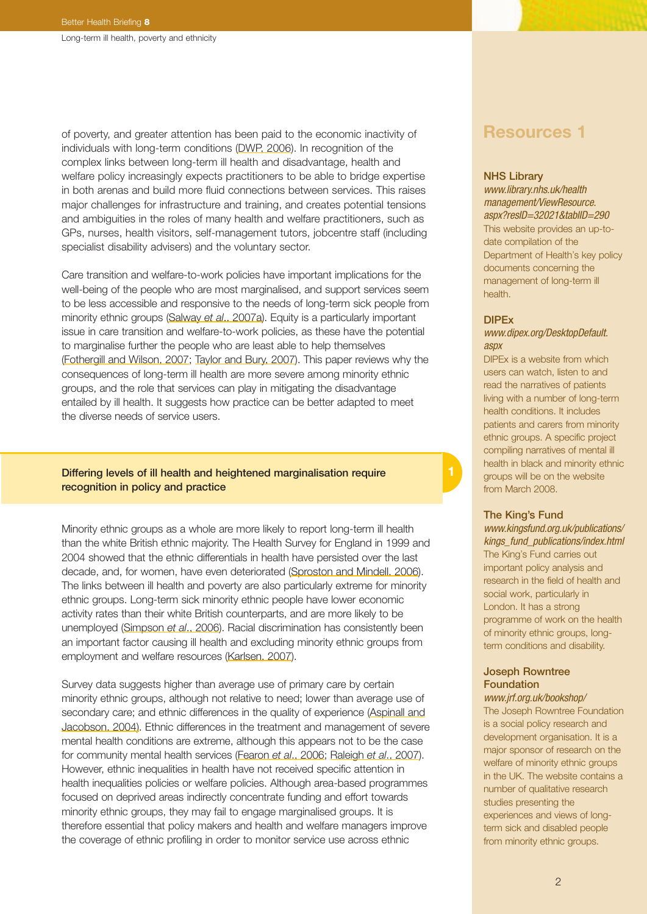of poverty, and greater attention has been paid to the economic inactivity of individuals with long-term conditions (DWP, 2006). In recognition of the complex links between long-term ill health and disadvantage, health and welfare policy increasingly expects practitioners to be able to bridge expertise in both arenas and build more fluid connections between services. This raises major challenges for infrastructure and training, and creates potential tensions and ambiguities in the roles of many health and welfare practitioners, such as GPs, nurses, health visitors, self-management tutors, jobcentre staff (including specialist disability advisers) and the voluntary sector.

Care transition and welfare-to-work policies have important implications for the well-being of the people who are most marginalised, and support services seem to be less accessible and responsive to the needs of long-term sick people from minority ethnic groups (Salway *et al*., 2007a). Equity is a particularly important issue in care transition and welfare-to-work policies, as these have the potential to marginalise further the people who are least able to help themselves (Fothergill and Wilson, 2007; Taylor and Bury, 2007). This paper reviews why the consequences of long-term ill health are more severe among minority ethnic groups, and the role that services can play in mitigating the disadvantage entailed by ill health. It suggests how practice can be better adapted to meet the diverse needs of service users.

## 1 Differing levels of ill health and heightened marginalisation require recognition in policy and practice

Minority ethnic groups as a whole are more likely to report long-term ill health than the white British ethnic majority. The Health Survey for England in 1999 and 2004 showed that the ethnic differentials in health have persisted over the last decade, and, for women, have even deteriorated (Sproston and Mindell, 2006). The links between ill health and poverty are also particularly extreme for minority ethnic groups. Long-term sick minority ethnic people have lower economic activity rates than their white British counterparts, and are more likely to be unemployed (Simpson *et al*., 2006). Racial discrimination has consistently been an important factor causing ill health and excluding minority ethnic groups from employment and welfare resources (Karlsen, 2007).

Survey data suggests higher than average use of primary care by certain minority ethnic groups, although not relative to need; lower than average use of secondary care; and ethnic differences in the quality of experience (Aspinall and Jacobson, 2004). Ethnic differences in the treatment and management of severe mental health conditions are extreme, although this appears not to be the case for community mental health services (Fearon *et al*., 2006; Raleigh *et al*., 2007). However, ethnic inequalities in health have not received specific attention in health inequalities policies or welfare policies. Although area-based programmes focused on deprived areas indirectly concentrate funding and effort towards minority ethnic groups, they may fail to engage marginalised groups. It is therefore essential that policy makers and health and welfare managers improve the coverage of ethnic profiling in order to monitor service use across ethnic

## Resources 1

**NHS Library**
*www.library.nhs.uk/healthmanagement/ViewResource.aspx?resID=32021&tabID=290*
This website provides an up-to-date compilation of the Department of Health's key policy documents concerning the management of long-term ill health.

**DIPEx**
*www.dipex.org/DesktopDefault.aspx*
DIPEx is a website from which users can watch, listen to and read the narratives of patients living with a number of long-term health conditions. It includes patients and carers from minority ethnic groups. A specific project compiling narratives of mental ill health in black and minority ethnic groups will be on the website from March 2008.

**The King's Fund**
*www.kingsfund.org.uk/publications/kings_fund_publications/index.html*
The King's Fund carries out important policy analysis and research in the field of health and social work, particularly in London. It has a strong programme of work on the health of minority ethnic groups, long-term conditions and disability.

**Joseph Rowntree Foundation**
*www.jrf.org.uk/bookshop/*
The Joseph Rowntree Foundation is a social policy research and development organisation. It is a major sponsor of research on the welfare of minority ethnic groups in the UK. The website contains a number of qualitative research studies presenting the experiences and views of long-term sick and disabled people from minority ethnic groups.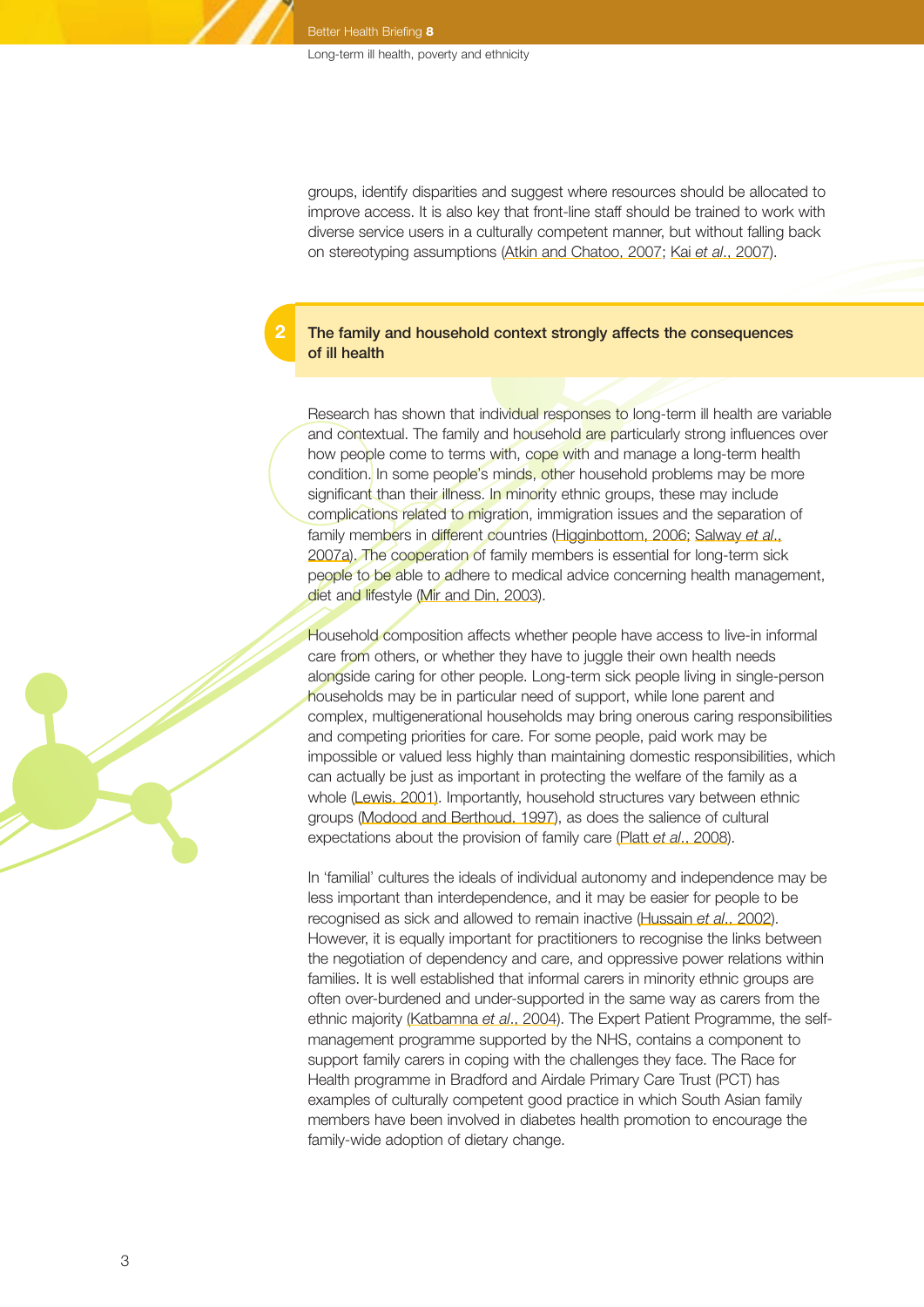groups, identify disparities and suggest where resources should be allocated to improve access. It is also key that front-line staff should be trained to work with diverse service users in a culturally competent manner, but without falling back on stereotyping assumptions (Atkin and Chatoo, 2007; Kai *et al*., 2007).

## 2 The family and household context strongly affects the consequences of ill health

Research has shown that individual responses to long-term ill health are variable and contextual. The family and household are particularly strong influences over how people come to terms with, cope with and manage a long-term health condition. In some people's minds, other household problems may be more significant than their illness. In minority ethnic groups, these may include complications related to migration, immigration issues and the separation of family members in different countries (Higginbottom, 2006; Salway *et al*., 2007a). The cooperation of family members is essential for long-term sick people to be able to adhere to medical advice concerning health management, diet and lifestyle (Mir and Din, 2003).

Household composition affects whether people have access to live-in informal care from others, or whether they have to juggle their own health needs alongside caring for other people. Long-term sick people living in single-person households may be in particular need of support, while lone parent and complex, multigenerational households may bring onerous caring responsibilities and competing priorities for care. For some people, paid work may be impossible or valued less highly than maintaining domestic responsibilities, which can actually be just as important in protecting the welfare of the family as a whole (Lewis, 2001). Importantly, household structures vary between ethnic groups (Modood and Berthoud, 1997), as does the salience of cultural expectations about the provision of family care (Platt *et al*., 2008).

In 'familial' cultures the ideals of individual autonomy and independence may be less important than interdependence, and it may be easier for people to be recognised as sick and allowed to remain inactive (Hussain *et al*., 2002). However, it is equally important for practitioners to recognise the links between the negotiation of dependency and care, and oppressive power relations within families. It is well established that informal carers in minority ethnic groups are often over-burdened and under-supported in the same way as carers from the ethnic majority (Katbamna *et al*., 2004). The Expert Patient Programme, the self-management programme supported by the NHS, contains a component to support family carers in coping with the challenges they face. The Race for Health programme in Bradford and Airdale Primary Care Trust (PCT) has examples of culturally competent good practice in which South Asian family members have been involved in diabetes health promotion to encourage the family-wide adoption of dietary change.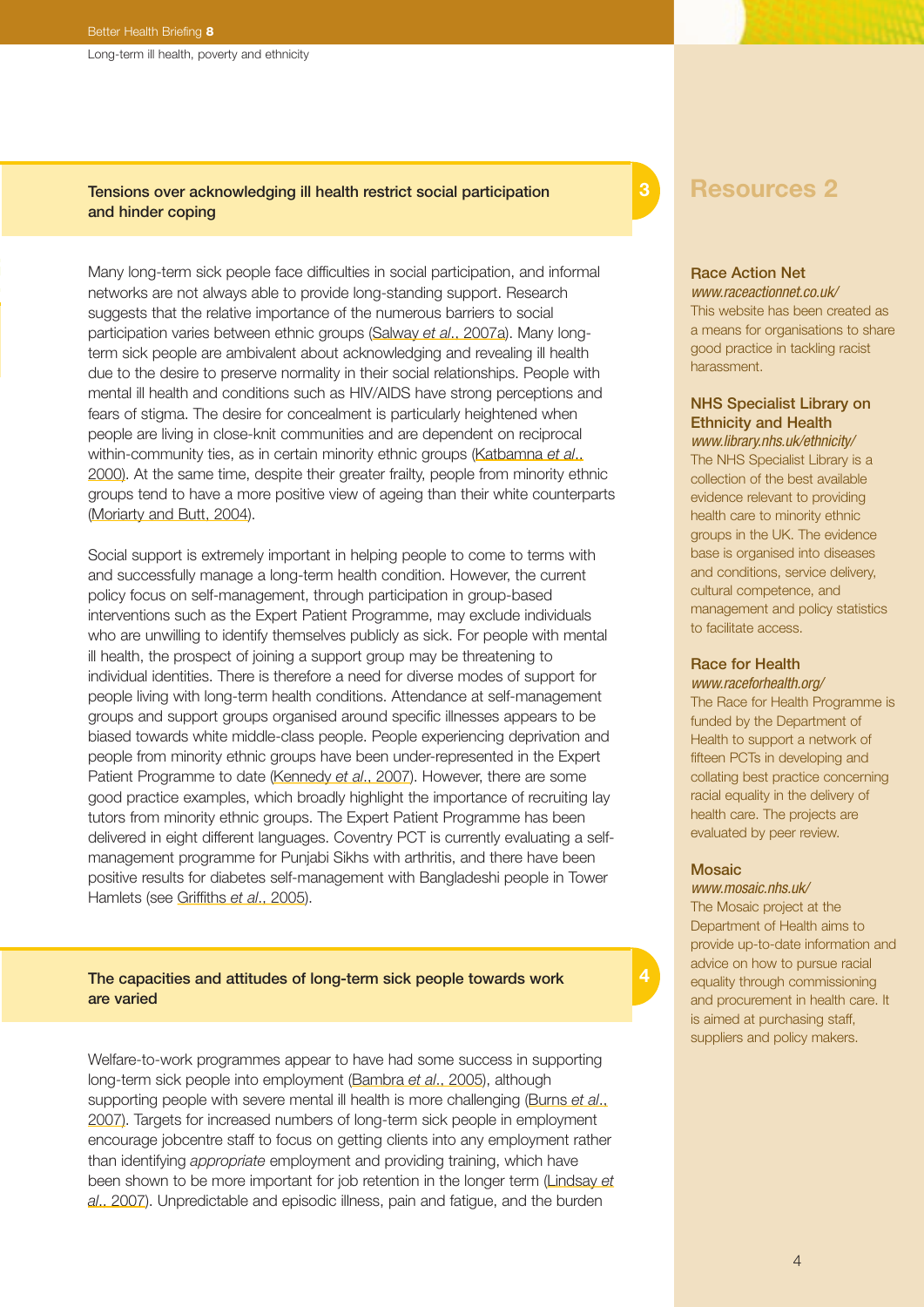## 3 Tensions over acknowledging ill health restrict social participation and hinder coping

Many long-term sick people face difficulties in social participation, and informal networks are not always able to provide long-standing support. Research suggests that the relative importance of the numerous barriers to social participation varies between ethnic groups (Salway *et al*., 2007a). Many long-term sick people are ambivalent about acknowledging and revealing ill health due to the desire to preserve normality in their social relationships. People with mental ill health and conditions such as HIV/AIDS have strong perceptions and fears of stigma. The desire for concealment is particularly heightened when people are living in close-knit communities and are dependent on reciprocal within-community ties, as in certain minority ethnic groups (Katbamna *et al*., 2000). At the same time, despite their greater frailty, people from minority ethnic groups tend to have a more positive view of ageing than their white counterparts (Moriarty and Butt, 2004).

Social support is extremely important in helping people to come to terms with and successfully manage a long-term health condition. However, the current policy focus on self-management, through participation in group-based interventions such as the Expert Patient Programme, may exclude individuals who are unwilling to identify themselves publicly as sick. For people with mental ill health, the prospect of joining a support group may be threatening to individual identities. There is therefore a need for diverse modes of support for people living with long-term health conditions. Attendance at self-management groups and support groups organised around specific illnesses appears to be biased towards white middle-class people. People experiencing deprivation and people from minority ethnic groups have been under-represented in the Expert Patient Programme to date (Kennedy *et al*., 2007). However, there are some good practice examples, which broadly highlight the importance of recruiting lay tutors from minority ethnic groups. The Expert Patient Programme has been delivered in eight different languages. Coventry PCT is currently evaluating a self-management programme for Punjabi Sikhs with arthritis, and there have been positive results for diabetes self-management with Bangladeshi people in Tower Hamlets (see Griffiths *et al*., 2005).

## 4 The capacities and attitudes of long-term sick people towards work are varied

Welfare-to-work programmes appear to have had some success in supporting long-term sick people into employment (Bambra *et al*., 2005), although supporting people with severe mental ill health is more challenging (Burns *et al*., 2007). Targets for increased numbers of long-term sick people in employment encourage jobcentre staff to focus on getting clients into any employment rather than identifying *appropriate* employment and providing training, which have been shown to be more important for job retention in the longer term (Lindsay *et al*., 2007). Unpredictable and episodic illness, pain and fatigue, and the burden

## Resources 2

### Race Action Net
*www.raceactionnet.co.uk/*

This website has been created as a means for organisations to share good practice in tackling racist harassment.

### NHS Specialist Library on Ethnicity and Health
*www.library.nhs.uk/ethnicity/*

The NHS Specialist Library is a collection of the best available evidence relevant to providing health care to minority ethnic groups in the UK. The evidence base is organised into diseases and conditions, service delivery, cultural competence, and management and policy statistics to facilitate access.

### Race for Health
*www.raceforhealth.org/*

The Race for Health Programme is funded by the Department of Health to support a network of fifteen PCTs in developing and collating best practice concerning racial equality in the delivery of health care. The projects are evaluated by peer review.

### Mosaic
*www.mosaic.nhs.uk/*

The Mosaic project at the Department of Health aims to provide up-to-date information and advice on how to pursue racial equality through commissioning and procurement in health care. It is aimed at purchasing staff, suppliers and policy makers.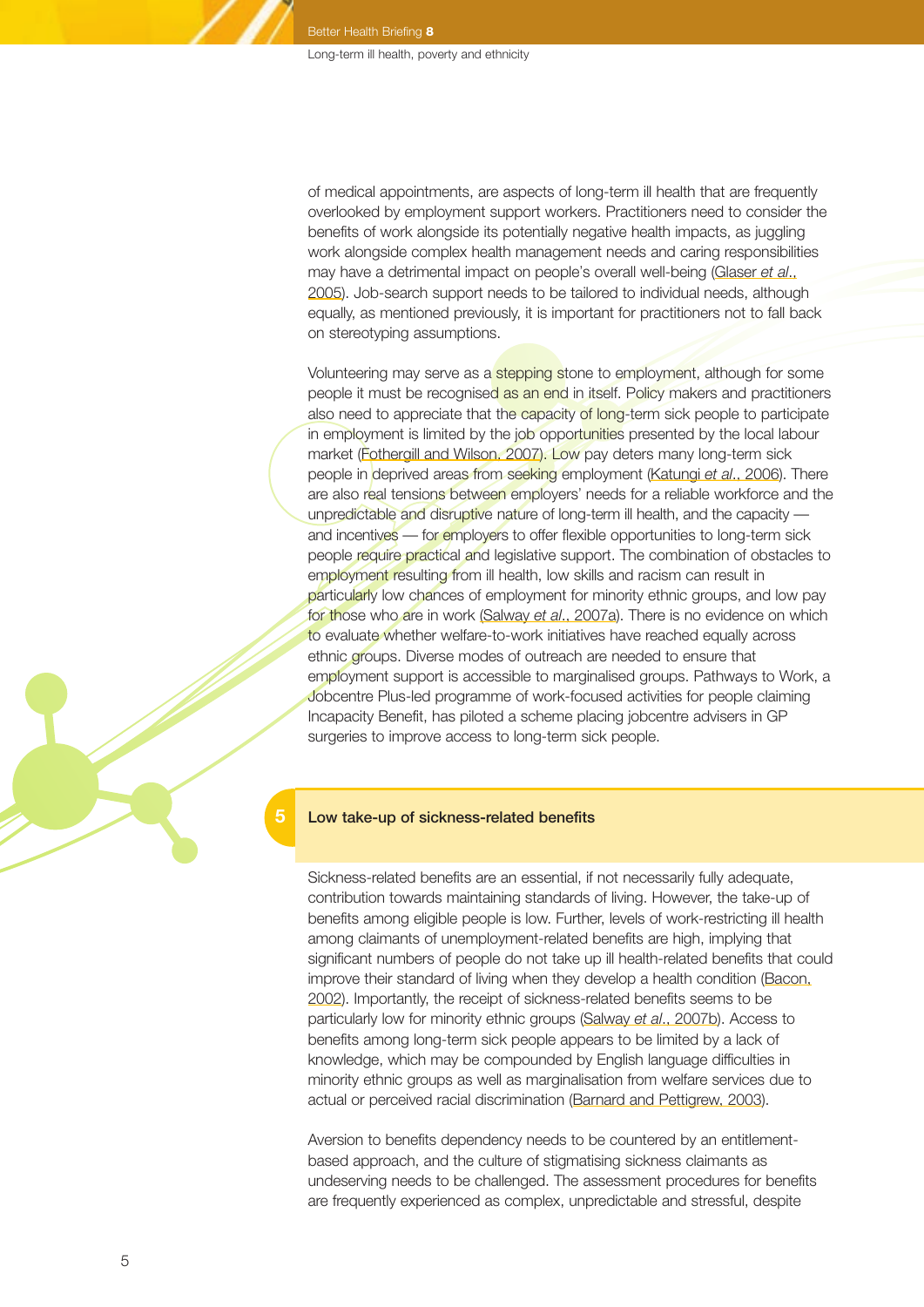of medical appointments, are aspects of long-term ill health that are frequently overlooked by employment support workers. Practitioners need to consider the benefits of work alongside its potentially negative health impacts, as juggling work alongside complex health management needs and caring responsibilities may have a detrimental impact on people's overall well-being (Glaser *et al*., 2005). Job-search support needs to be tailored to individual needs, although equally, as mentioned previously, it is important for practitioners not to fall back on stereotyping assumptions.

Volunteering may serve as a stepping stone to employment, although for some people it must be recognised as an end in itself. Policy makers and practitioners also need to appreciate that the capacity of long-term sick people to participate in employment is limited by the job opportunities presented by the local labour market (Fothergill and Wilson, 2007). Low pay deters many long-term sick people in deprived areas from seeking employment (Katungi *et al*., 2006). There are also real tensions between employers' needs for a reliable workforce and the unpredictable and disruptive nature of long-term ill health, and the capacity — and incentives — for employers to offer flexible opportunities to long-term sick people require practical and legislative support. The combination of obstacles to employment resulting from ill health, low skills and racism can result in particularly low chances of employment for minority ethnic groups, and low pay for those who are in work (Salway *et al*., 2007a). There is no evidence on which to evaluate whether welfare-to-work initiatives have reached equally across ethnic groups. Diverse modes of outreach are needed to ensure that employment support is accessible to marginalised groups. Pathways to Work, a Jobcentre Plus-led programme of work-focused activities for people claiming Incapacity Benefit, has piloted a scheme placing jobcentre advisers in GP surgeries to improve access to long-term sick people.

## 5 Low take-up of sickness-related benefits

Sickness-related benefits are an essential, if not necessarily fully adequate, contribution towards maintaining standards of living. However, the take-up of benefits among eligible people is low. Further, levels of work-restricting ill health among claimants of unemployment-related benefits are high, implying that significant numbers of people do not take up ill health-related benefits that could improve their standard of living when they develop a health condition (Bacon, 2002). Importantly, the receipt of sickness-related benefits seems to be particularly low for minority ethnic groups (Salway *et al*., 2007b). Access to benefits among long-term sick people appears to be limited by a lack of knowledge, which may be compounded by English language difficulties in minority ethnic groups as well as marginalisation from welfare services due to actual or perceived racial discrimination (Barnard and Pettigrew, 2003).

Aversion to benefits dependency needs to be countered by an entitlement-based approach, and the culture of stigmatising sickness claimants as undeserving needs to be challenged. The assessment procedures for benefits are frequently experienced as complex, unpredictable and stressful, despite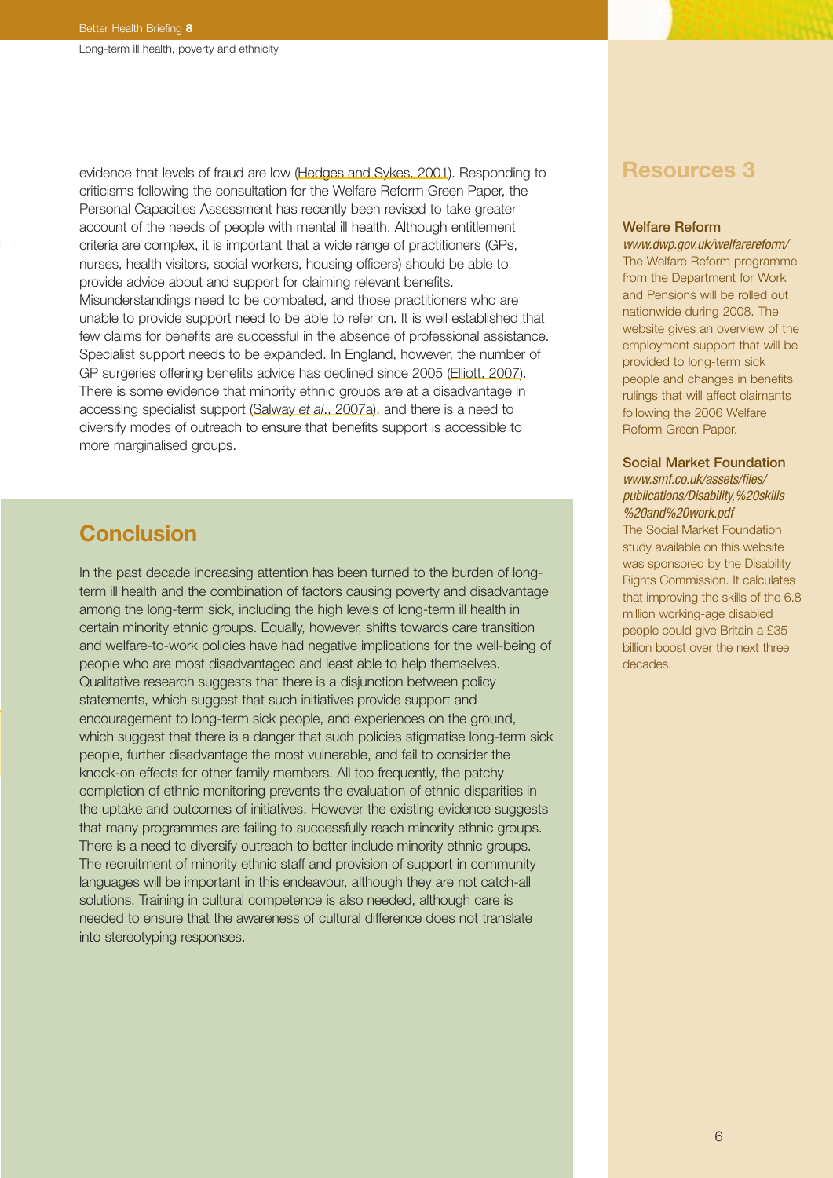evidence that levels of fraud are low (Hedges and Sykes, 2001). Responding to criticisms following the consultation for the Welfare Reform Green Paper, the Personal Capacities Assessment has recently been revised to take greater account of the needs of people with mental ill health. Although entitlement criteria are complex, it is important that a wide range of practitioners (GPs, nurses, health visitors, social workers, housing officers) should be able to provide advice about and support for claiming relevant benefits. Misunderstandings need to be combated, and those practitioners who are unable to provide support need to be able to refer on. It is well established that few claims for benefits are successful in the absence of professional assistance. Specialist support needs to be expanded. In England, however, the number of GP surgeries offering benefits advice has declined since 2005 (Elliott, 2007). There is some evidence that minority ethnic groups are at a disadvantage in accessing specialist support (Salway *et al*., 2007a), and there is a need to diversify modes of outreach to ensure that benefits support is accessible to more marginalised groups.

## Conclusion

In the past decade increasing attention has been turned to the burden of long-term ill health and the combination of factors causing poverty and disadvantage among the long-term sick, including the high levels of long-term ill health in certain minority ethnic groups. Equally, however, shifts towards care transition and welfare-to-work policies have had negative implications for the well-being of people who are most disadvantaged and least able to help themselves. Qualitative research suggests that there is a disjunction between policy statements, which suggest that such initiatives provide support and encouragement to long-term sick people, and experiences on the ground, which suggest that there is a danger that such policies stigmatise long-term sick people, further disadvantage the most vulnerable, and fail to consider the knock-on effects for other family members. All too frequently, the patchy completion of ethnic monitoring prevents the evaluation of ethnic disparities in the uptake and outcomes of initiatives. However the existing evidence suggests that many programmes are failing to successfully reach minority ethnic groups. There is a need to diversify outreach to better include minority ethnic groups. The recruitment of minority ethnic staff and provision of support in community languages will be important in this endeavour, although they are not catch-all solutions. Training in cultural competence is also needed, although care is needed to ensure that the awareness of cultural difference does not translate into stereotyping responses.

## Resources 3

### Welfare Reform

*www.dwp.gov.uk/welfarereform/*

The Welfare Reform programme from the Department for Work and Pensions will be rolled out nationwide during 2008. The website gives an overview of the employment support that will be provided to long-term sick people and changes in benefits rulings that will affect claimants following the 2006 Welfare Reform Green Paper.

### Social Market Foundation

*www.smf.co.uk/assets/files/publications/Disability,%20skills%20and%20work.pdf*

The Social Market Foundation study available on this website was sponsored by the Disability Rights Commission. It calculates that improving the skills of the 6.8 million working-age disabled people could give Britain a £35 billion boost over the next three decades.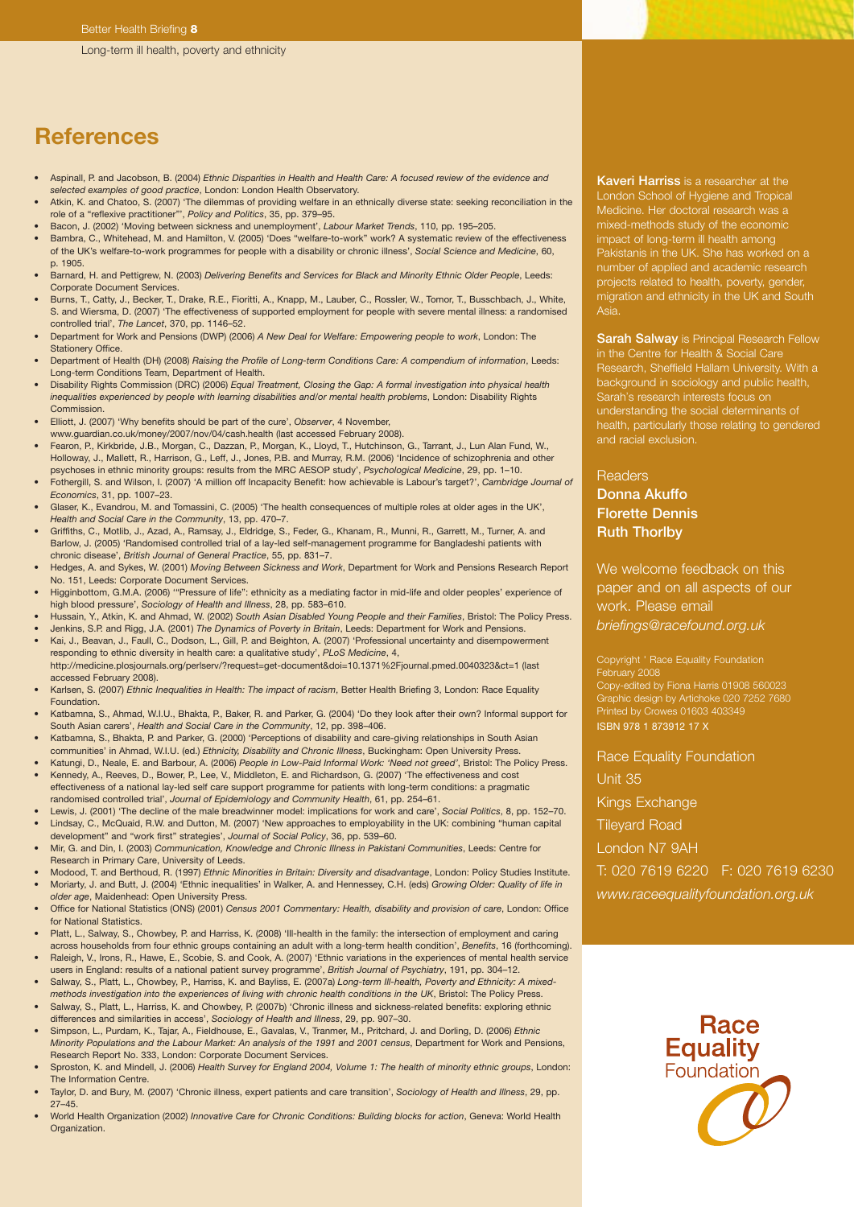# References

- Aspinall, P. and Jacobson, B. (2004) *Ethnic Disparities in Health and Health Care: A focused review of the evidence and selected examples of good practice*, London: London Health Observatory.
- Atkin, K. and Chatoo, S. (2007) 'The dilemmas of providing welfare in an ethnically diverse state: seeking reconciliation in the role of a "reflexive practitioner"', *Policy and Politics*, 35, pp. 379–95.
- Bacon, J. (2002) 'Moving between sickness and unemployment', *Labour Market Trends*, 110, pp. 195–205.
- Bambra, C., Whitehead, M. and Hamilton, V. (2005) 'Does "welfare-to-work" work? A systematic review of the effectiveness of the UK's welfare-to-work programmes for people with a disability or chronic illness', *Social Science and Medicine*, 60, p. 1905.
- Barnard, H. and Pettigrew, N. (2003) *Delivering Benefits and Services for Black and Minority Ethnic Older People*, Leeds: Corporate Document Services.
- Burns, T., Catty, J., Becker, T., Drake, R.E., Fioritti, A., Knapp, M., Lauber, C., Rossler, W., Tomor, T., Busschbach, J., White, S. and Wiersma, D. (2007) 'The effectiveness of supported employment for people with severe mental illness: a randomised controlled trial', *The Lancet*, 370, pp. 1146–52.
- Department for Work and Pensions (DWP) (2006) *A New Deal for Welfare: Empowering people to work*, London: The Stationery Office.
- Department of Health (DH) (2008) *Raising the Profile of Long-term Conditions Care: A compendium of information*, Leeds: Long-term Conditions Team, Department of Health.
- Disability Rights Commission (DRC) (2006) *Equal Treatment, Closing the Gap: A formal investigation into physical health inequalities experienced by people with learning disabilities and/or mental health problems*, London: Disability Rights Commission.
- Elliott, J. (2007) 'Why benefits should be part of the cure', *Observer*, 4 November, www.guardian.co.uk/money/2007/nov/04/cash.health (last accessed February 2008).
- Fearon, P., Kirkbride, J.B., Morgan, C., Dazzan, P., Morgan, K., Lloyd, T., Hutchinson, G., Tarrant, J., Lun Alan Fund, W., Holloway, J., Mallett, R., Harrison, G., Leff, J., Jones, P.B. and Murray, R.M. (2006) 'Incidence of schizophrenia and other psychoses in ethnic minority groups: results from the MRC AESOP study', *Psychological Medicine*, 29, pp. 1–10.
- Fothergill, S. and Wilson, I. (2007) 'A million off Incapacity Benefit: how achievable is Labour's target?', *Cambridge Journal of Economics*, 31, pp. 1007–23.
- Glaser, K., Evandrou, M. and Tomassini, C. (2005) 'The health consequences of multiple roles at older ages in the UK', *Health and Social Care in the Community*, 13, pp. 470–7.
- Griffiths, C., Motlib, J., Azad, A., Ramsay, J., Eldridge, S., Feder, G., Khanam, R., Munni, R., Garrett, M., Turner, A. and Barlow, J. (2005) 'Randomised controlled trial of a lay-led self-management programme for Bangladeshi patients with chronic disease', *British Journal of General Practice*, 55, pp. 831–7.
- Hedges, A. and Sykes, W. (2001) *Moving Between Sickness and Work*, Department for Work and Pensions Research Report No. 151, Leeds: Corporate Document Services.
- Higginbottom, G.M.A. (2006) '"Pressure of life": ethnicity as a mediating factor in mid-life and older peoples' experience of high blood pressure', *Sociology of Health and Illness*, 28, pp. 583–610.
- Hussain, Y., Atkin, K. and Ahmad, W. (2002) *South Asian Disabled Young People and their Families*, Bristol: The Policy Press.
- Jenkins, S.P. and Rigg, J.A. (2001) *The Dynamics of Poverty in Britain*, Leeds: Department for Work and Pensions.
- Kai, J., Beavan, J., Faull, C., Dodson, L., Gill, P. and Beighton, A. (2007) 'Professional uncertainty and disempowerment responding to ethnic diversity in health care: a qualitative study', *PLoS Medicine*, 4, http://medicine.plosjournals.org/perlserv/?request=get-document&doi=10.1371%2Fjournal.pmed.0040323&ct=1 (last accessed February 2008).
- Karlsen, S. (2007) *Ethnic Inequalities in Health: The impact of racism*, Better Health Briefing 3, London: Race Equality Foundation.
- Katbamna, S., Ahmad, W.I.U., Bhakta, P., Baker, R. and Parker, G. (2004) 'Do they look after their own? Informal support for South Asian carers', *Health and Social Care in the Community*, 12, pp. 398–406.
- Katbamna, S., Bhakta, P. and Parker, G. (2000) 'Perceptions of disability and care-giving relationships in South Asian communities' in Ahmad, W.I.U. (ed.) *Ethnicity, Disability and Chronic Illness*, Buckingham: Open University Press.
- Katungi, D., Neale, E. and Barbour, A. (2006) *People in Low-Paid Informal Work: 'Need not greed'*, Bristol: The Policy Press.
- Kennedy, A., Reeves, D., Bower, P., Lee, V., Middleton, E. and Richardson, G. (2007) 'The effectiveness and cost effectiveness of a national lay-led self care support programme for patients with long-term conditions: a pragmatic randomised controlled trial', *Journal of Epidemiology and Community Health*, 61, pp. 254–61.
- Lewis, J. (2001) 'The decline of the male breadwinner model: implications for work and care', *Social Politics*, 8, pp. 152–70.
- Lindsay, C., McQuaid, R.W. and Dutton, M. (2007) 'New approaches to employability in the UK: combining "human capital development" and "work first" strategies', *Journal of Social Policy*, 36, pp. 539–60.
- Mir, G. and Din, I. (2003) *Communication, Knowledge and Chronic Illness in Pakistani Communities*, Leeds: Centre for Research in Primary Care, University of Leeds.
- Modood, T. and Berthoud, R. (1997) *Ethnic Minorities in Britain: Diversity and disadvantage*, London: Policy Studies Institute.
- Moriarty, J. and Butt, J. (2004) 'Ethnic inequalities' in Walker, A. and Hennessey, C.H. (eds) *Growing Older: Quality of life in older age*, Maidenhead: Open University Press.
- Office for National Statistics (ONS) (2001) *Census 2001 Commentary: Health, disability and provision of care*, London: Office for National Statistics.
- Platt, L., Salway, S., Chowbey, P. and Harriss, K. (2008) 'Ill-health in the family: the intersection of employment and caring across households from four ethnic groups containing an adult with a long-term health condition', *Benefits*, 16 (forthcoming).
- Raleigh, V., Irons, R., Hawe, E., Scobie, S. and Cook, A. (2007) 'Ethnic variations in the experiences of mental health service users in England: results of a national patient survey programme', *British Journal of Psychiatry*, 191, pp. 304–12.
- Salway, S., Platt, L., Chowbey, P., Harriss, K. and Bayliss, E. (2007a) *Long-term Ill-health, Poverty and Ethnicity: A mixed-methods investigation into the experiences of living with chronic health conditions in the UK*, Bristol: The Policy Press.
- Salway, S., Platt, L., Harriss, K. and Chowbey, P. (2007b) 'Chronic illness and sickness-related benefits: exploring ethnic differences and similarities in access', *Sociology of Health and Illness*, 29, pp. 907–30.
- Simpson, L., Purdam, K., Tajar, A., Fieldhouse, E., Gavalas, V., Tranmer, M., Pritchard, J. and Dorling, D. (2006) *Ethnic Minority Populations and the Labour Market: An analysis of the 1991 and 2001 census*, Department for Work and Pensions, Research Report No. 333, London: Corporate Document Services.
- Sproston, K. and Mindell, J. (2006) *Health Survey for England 2004, Volume 1: The health of minority ethnic groups*, London: The Information Centre.
- Taylor, D. and Bury, M. (2007) 'Chronic illness, expert patients and care transition', *Sociology of Health and Illness*, 29, pp. 27–45.
- World Health Organization (2002) *Innovative Care for Chronic Conditions: Building blocks for action*, Geneva: World Health Organization.

**Kaveri Harriss** is a researcher at the London School of Hygiene and Tropical Medicine. Her doctoral research was a mixed-methods study of the economic impact of long-term ill health among Pakistanis in the UK. She has worked on a number of applied and academic research projects related to health, poverty, gender, migration and ethnicity in the UK and South Asia.

**Sarah Salway** is Principal Research Fellow in the Centre for Health & Social Care Research, Sheffield Hallam University. With a background in sociology and public health, Sarah's research interests focus on understanding the social determinants of health, particularly those relating to gendered and racial exclusion.

Readers
**Donna Akuffo**
**Florette Dennis**
**Ruth Thorlby**

We welcome feedback on this paper and on all aspects of our work. Please email *briefings@racefound.org.uk*

Copyright ' Race Equality Foundation February 2008
Copy-edited by Fiona Harris 01908 560023
Graphic design by Artichoke 020 7252 7680
Printed by Crowes 01603 403349
ISBN 978 1 873912 17 X

Race Equality Foundation
Unit 35
Kings Exchange
Tileyard Road
London N7 9AH
T: 020 7619 6220 F: 020 7619 6230
*www.raceequalityfoundation.org.uk*

Race Equality Foundation